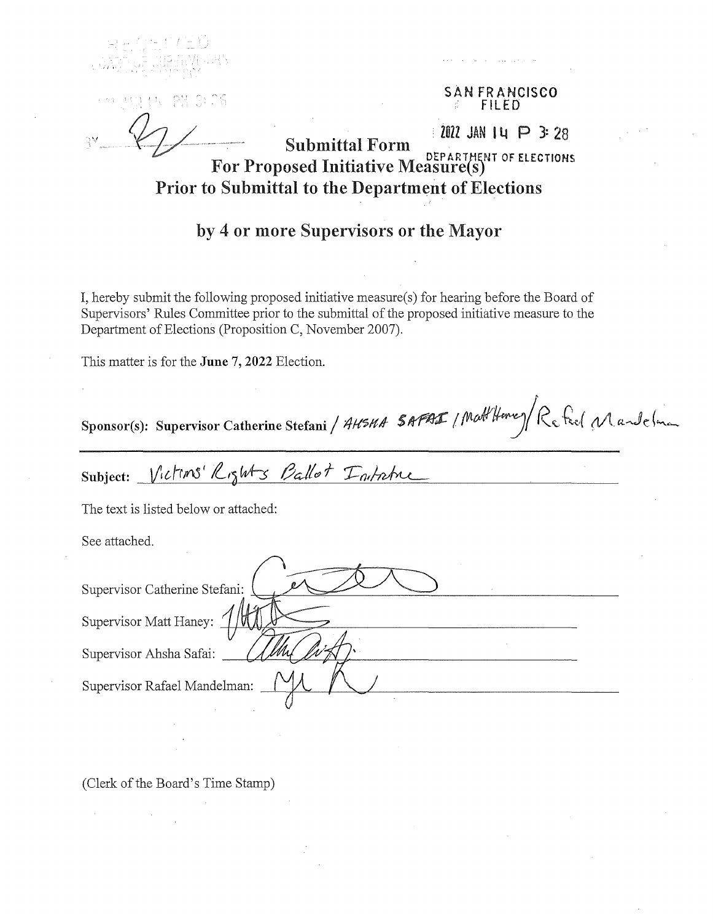RECEIVED
BOARD OF SUPERVISORS
SAN FRANCISCO

2022 JAN 14 PM 3:26

BY [signature]

SAN FRANCISCO
FILED

2022 JAN 14 P 3:28

DEPARTMENT OF ELECTIONS

# Submittal Form
# For Proposed Initiative Measure(s)
# Prior to Submittal to the Department of Elections

## by 4 or more Supervisors or the Mayor

I, hereby submit the following proposed initiative measure(s) for hearing before the Board of Supervisors' Rules Committee prior to the submittal of the proposed initiative measure to the Department of Elections (Proposition C, November 2007).

This matter is for the **June 7, 2022** Election.

**Sponsor(s): Supervisor Catherine Stefani** / AHSHA SAFAI / Matt Haney / Rafael Mandelman

Subject: Victims' Rights Ballot Initiative

The text is listed below or attached:

See attached.

Supervisor Catherine Stefani: [signature]

Supervisor Matt Haney: [signature]

Supervisor Ahsha Safai: [signature]

Supervisor Rafael Mandelman: [signature]

(Clerk of the Board's Time Stamp)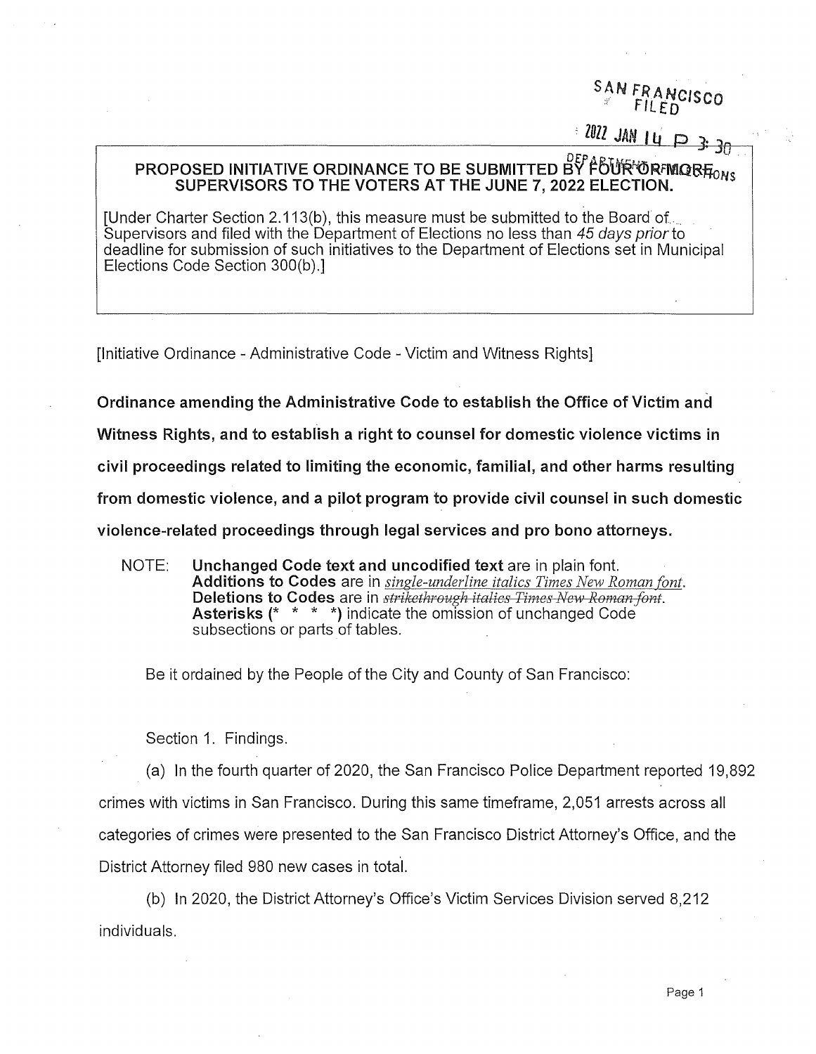SAN FRANCISCO
FILED

2022 JAN 14 P 3:30

DEPARTMENT OF ELECTIONS

**PROPOSED INITIATIVE ORDINANCE TO BE SUBMITTED BY FOUR OR MORE SUPERVISORS TO THE VOTERS AT THE JUNE 7, 2022 ELECTION.**

[Under Charter Section 2.113(b), this measure must be submitted to the Board of Supervisors and filed with the Department of Elections no less than *45 days prior* to deadline for submission of such initiatives to the Department of Elections set in Municipal Elections Code Section 300(b).]

[Initiative Ordinance - Administrative Code - Victim and Witness Rights]

**Ordinance amending the Administrative Code to establish the Office of Victim and Witness Rights, and to establish a right to counsel for domestic violence victims in civil proceedings related to limiting the economic, familial, and other harms resulting from domestic violence, and a pilot program to provide civil counsel in such domestic violence-related proceedings through legal services and pro bono attorneys.**

NOTE: **Unchanged Code text and uncodified text** are in plain font.
**Additions to Codes** are in *single-underline italics Times New Roman font*.
**Deletions to Codes** are in ~~*strikethrough italics Times New Roman font*~~.
**Asterisks (\* \* \* \*)** indicate the omission of unchanged Code subsections or parts of tables.

Be it ordained by the People of the City and County of San Francisco:

Section 1. Findings.

(a) In the fourth quarter of 2020, the San Francisco Police Department reported 19,892 crimes with victims in San Francisco. During this same timeframe, 2,051 arrests across all categories of crimes were presented to the San Francisco District Attorney's Office, and the District Attorney filed 980 new cases in total.

(b) In 2020, the District Attorney's Office's Victim Services Division served 8,212 individuals.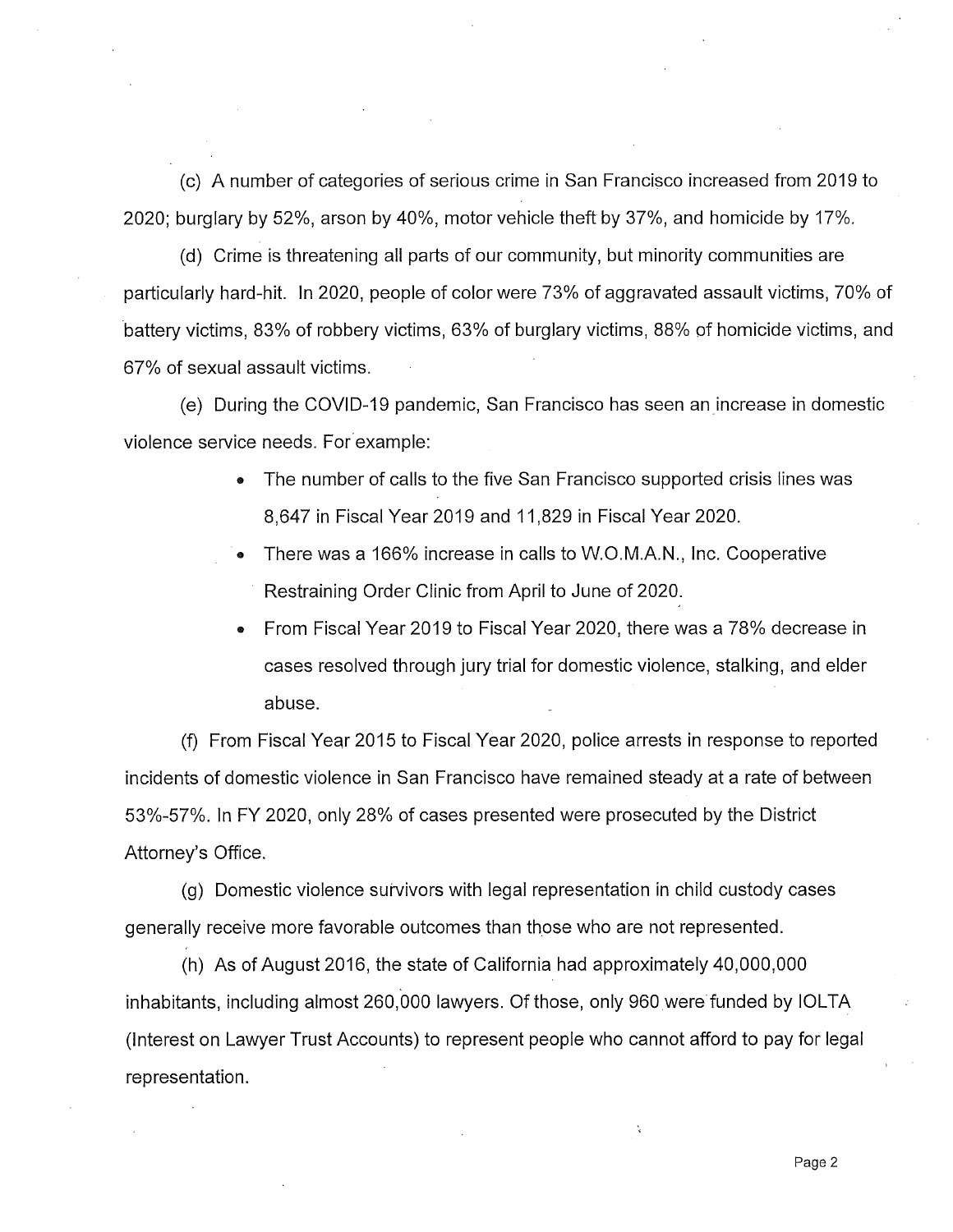(c) A number of categories of serious crime in San Francisco increased from 2019 to 2020; burglary by 52%, arson by 40%, motor vehicle theft by 37%, and homicide by 17%.

(d) Crime is threatening all parts of our community, but minority communities are particularly hard-hit. In 2020, people of color were 73% of aggravated assault victims, 70% of battery victims, 83% of robbery victims, 63% of burglary victims, 88% of homicide victims, and 67% of sexual assault victims.

(e) During the COVID-19 pandemic, San Francisco has seen an increase in domestic violence service needs. For example:

- The number of calls to the five San Francisco supported crisis lines was 8,647 in Fiscal Year 2019 and 11,829 in Fiscal Year 2020.
- There was a 166% increase in calls to W.O.M.A.N., Inc. Cooperative Restraining Order Clinic from April to June of 2020.
- From Fiscal Year 2019 to Fiscal Year 2020, there was a 78% decrease in cases resolved through jury trial for domestic violence, stalking, and elder abuse.

(f) From Fiscal Year 2015 to Fiscal Year 2020, police arrests in response to reported incidents of domestic violence in San Francisco have remained steady at a rate of between 53%-57%. In FY 2020, only 28% of cases presented were prosecuted by the District Attorney's Office.

(g) Domestic violence survivors with legal representation in child custody cases generally receive more favorable outcomes than those who are not represented.

(h) As of August 2016, the state of California had approximately 40,000,000 inhabitants, including almost 260,000 lawyers. Of those, only 960 were funded by IOLTA (Interest on Lawyer Trust Accounts) to represent people who cannot afford to pay for legal representation.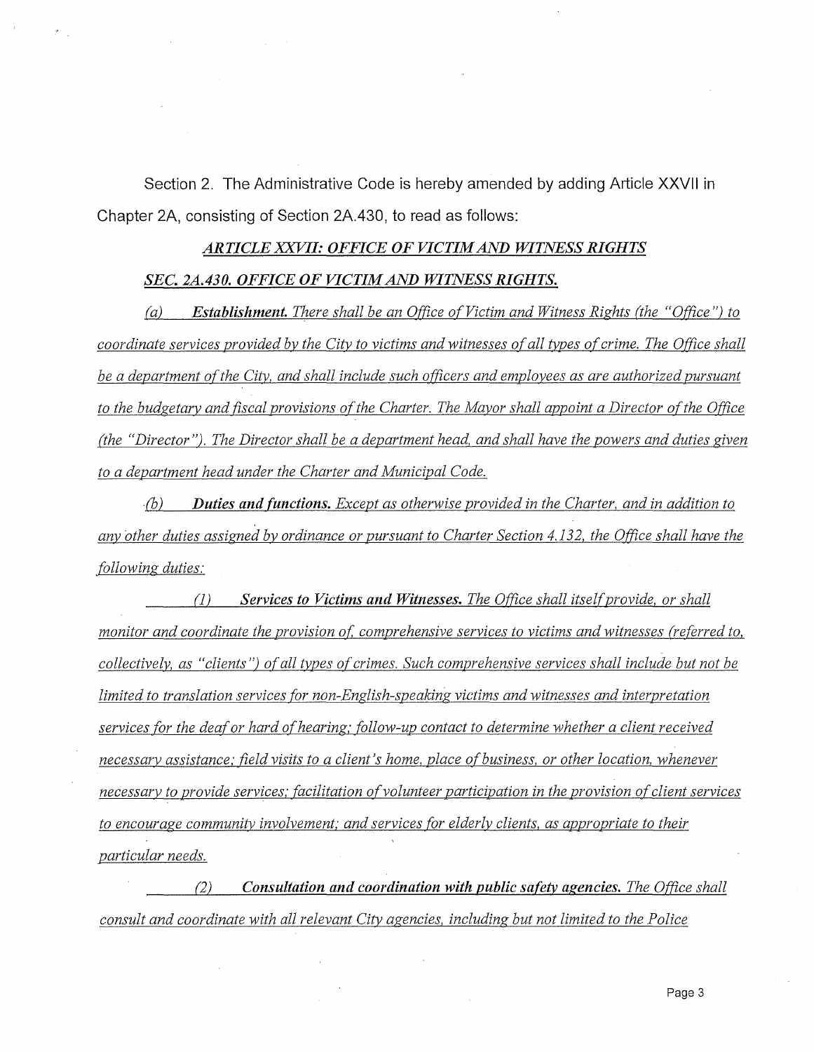Section 2. The Administrative Code is hereby amended by adding Article XXVII in Chapter 2A, consisting of Section 2A.430, to read as follows:

***ARTICLE XXVII: OFFICE OF VICTIM AND WITNESS RIGHTS***

***SEC. 2A.430. OFFICE OF VICTIM AND WITNESS RIGHTS.***

*(a) **Establishment.** There shall be an Office of Victim and Witness Rights (the "Office") to coordinate services provided by the City to victims and witnesses of all types of crime. The Office shall be a department of the City, and shall include such officers and employees as are authorized pursuant to the budgetary and fiscal provisions of the Charter. The Mayor shall appoint a Director of the Office (the "Director"). The Director shall be a department head, and shall have the powers and duties given to a department head under the Charter and Municipal Code.*

*(b) **Duties and functions.** Except as otherwise provided in the Charter, and in addition to any other duties assigned by ordinance or pursuant to Charter Section 4.132, the Office shall have the following duties:*

*(1) **Services to Victims and Witnesses.** The Office shall itself provide, or shall monitor and coordinate the provision of, comprehensive services to victims and witnesses (referred to, collectively, as "clients") of all types of crimes. Such comprehensive services shall include but not be limited to translation services for non-English-speaking victims and witnesses and interpretation services for the deaf or hard of hearing; follow-up contact to determine whether a client received necessary assistance; field visits to a client's home, place of business, or other location, whenever necessary to provide services; facilitation of volunteer participation in the provision of client services to encourage community involvement; and services for elderly clients, as appropriate to their particular needs.*

*(2) **Consultation and coordination with public safety agencies.** The Office shall consult and coordinate with all relevant City agencies, including but not limited to the Police*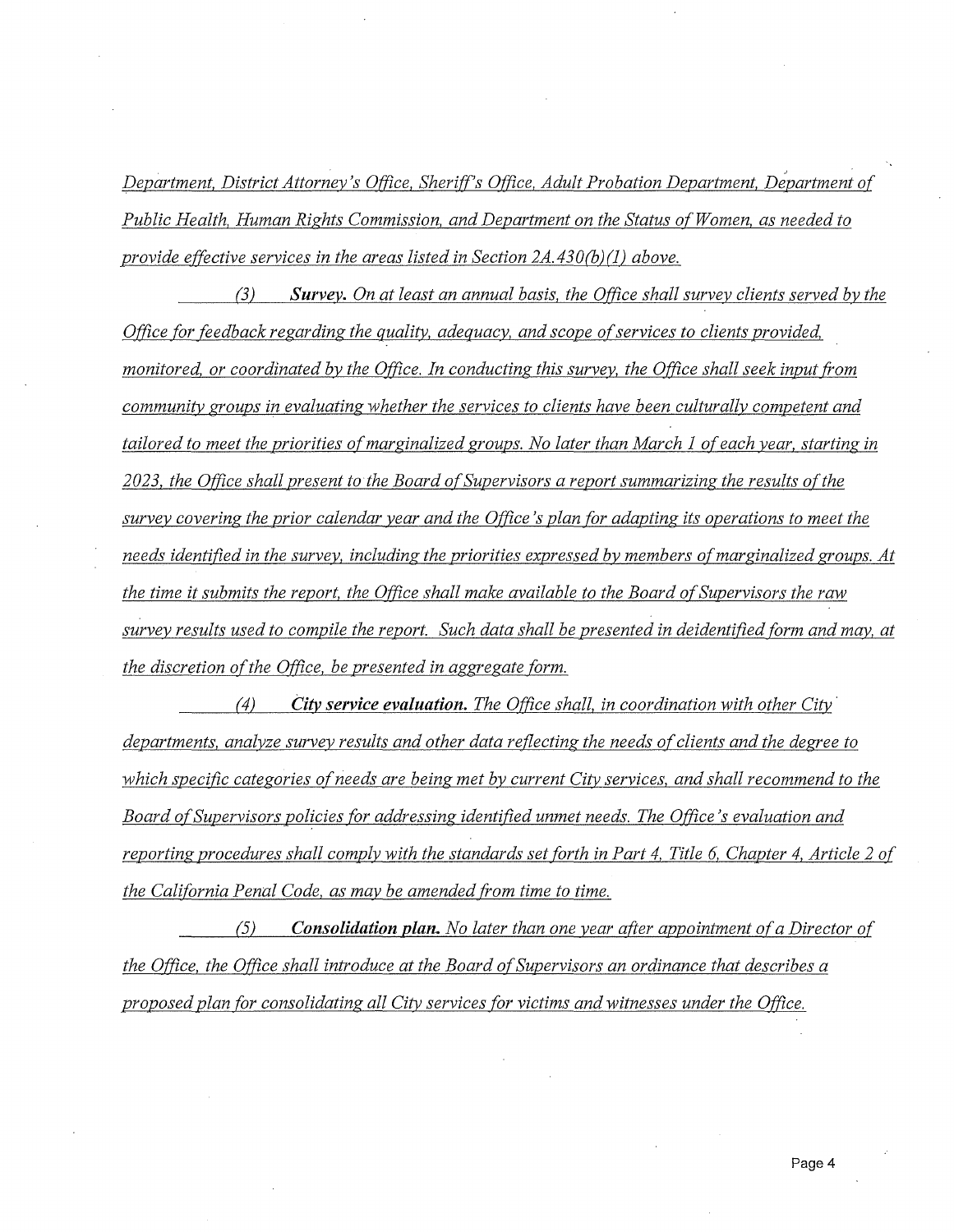*Department, District Attorney's Office, Sheriff's Office, Adult Probation Department, Department of Public Health, Human Rights Commission, and Department on the Status of Women, as needed to provide effective services in the areas listed in Section 2A.430(b)(1) above.*

*(3) **Survey.** On at least an annual basis, the Office shall survey clients served by the Office for feedback regarding the quality, adequacy, and scope of services to clients provided, monitored, or coordinated by the Office. In conducting this survey, the Office shall seek input from community groups in evaluating whether the services to clients have been culturally competent and tailored to meet the priorities of marginalized groups. No later than March 1 of each year, starting in 2023, the Office shall present to the Board of Supervisors a report summarizing the results of the survey covering the prior calendar year and the Office's plan for adapting its operations to meet the needs identified in the survey, including the priorities expressed by members of marginalized groups. At the time it submits the report, the Office shall make available to the Board of Supervisors the raw survey results used to compile the report. Such data shall be presented in deidentified form and may, at the discretion of the Office, be presented in aggregate form.*

*(4) **City service evaluation.** The Office shall, in coordination with other City departments, analyze survey results and other data reflecting the needs of clients and the degree to which specific categories of needs are being met by current City services, and shall recommend to the Board of Supervisors policies for addressing identified unmet needs. The Office's evaluation and reporting procedures shall comply with the standards set forth in Part 4, Title 6, Chapter 4, Article 2 of the California Penal Code, as may be amended from time to time.*

*(5) **Consolidation plan.** No later than one year after appointment of a Director of the Office, the Office shall introduce at the Board of Supervisors an ordinance that describes a proposed plan for consolidating all City services for victims and witnesses under the Office.*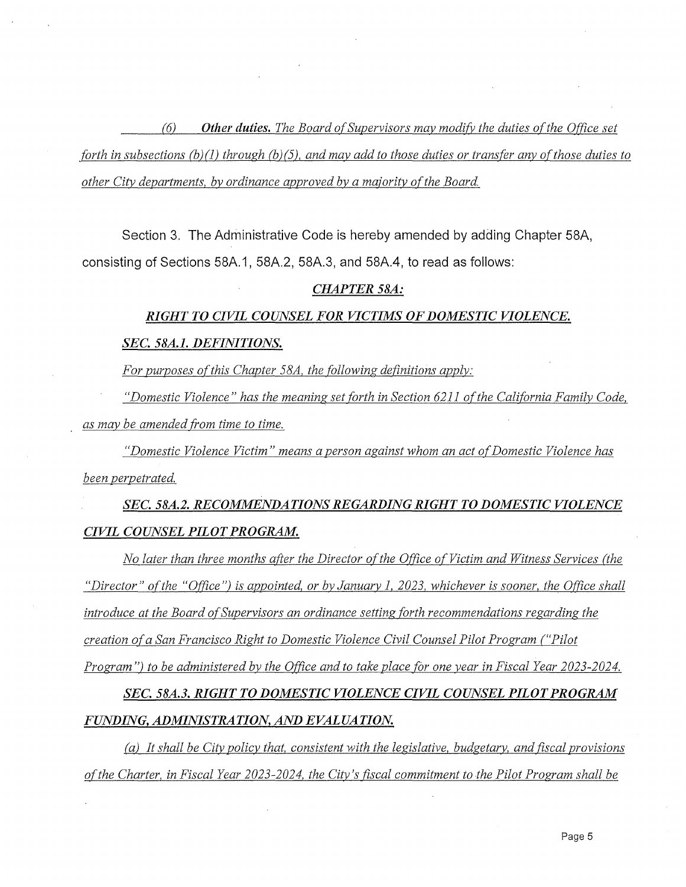*(6) **Other duties.** The Board of Supervisors may modify the duties of the Office set forth in subsections (b)(1) through (b)(5), and may add to those duties or transfer any of those duties to other City departments, by ordinance approved by a majority of the Board.*

Section 3. The Administrative Code is hereby amended by adding Chapter 58A, consisting of Sections 58A.1, 58A.2, 58A.3, and 58A.4, to read as follows:

***CHAPTER 58A:***

***RIGHT TO CIVIL COUNSEL FOR VICTIMS OF DOMESTIC VIOLENCE.***

***SEC. 58A.1. DEFINITIONS.***

*For purposes of this Chapter 58A, the following definitions apply:*

*"Domestic Violence" has the meaning set forth in Section 6211 of the California Family Code, as may be amended from time to time.*

*"Domestic Violence Victim" means a person against whom an act of Domestic Violence has been perpetrated.*

***SEC. 58A.2. RECOMMENDATIONS REGARDING RIGHT TO DOMESTIC VIOLENCE CIVIL COUNSEL PILOT PROGRAM.***

*No later than three months after the Director of the Office of Victim and Witness Services (the "Director" of the "Office") is appointed, or by January 1, 2023, whichever is sooner, the Office shall introduce at the Board of Supervisors an ordinance setting forth recommendations regarding the creation of a San Francisco Right to Domestic Violence Civil Counsel Pilot Program ("Pilot Program") to be administered by the Office and to take place for one year in Fiscal Year 2023-2024.*

***SEC. 58A.3. RIGHT TO DOMESTIC VIOLENCE CIVIL COUNSEL PILOT PROGRAM FUNDING, ADMINISTRATION, AND EVALUATION.***

*(a) It shall be City policy that, consistent with the legislative, budgetary, and fiscal provisions of the Charter, in Fiscal Year 2023-2024, the City's fiscal commitment to the Pilot Program shall be*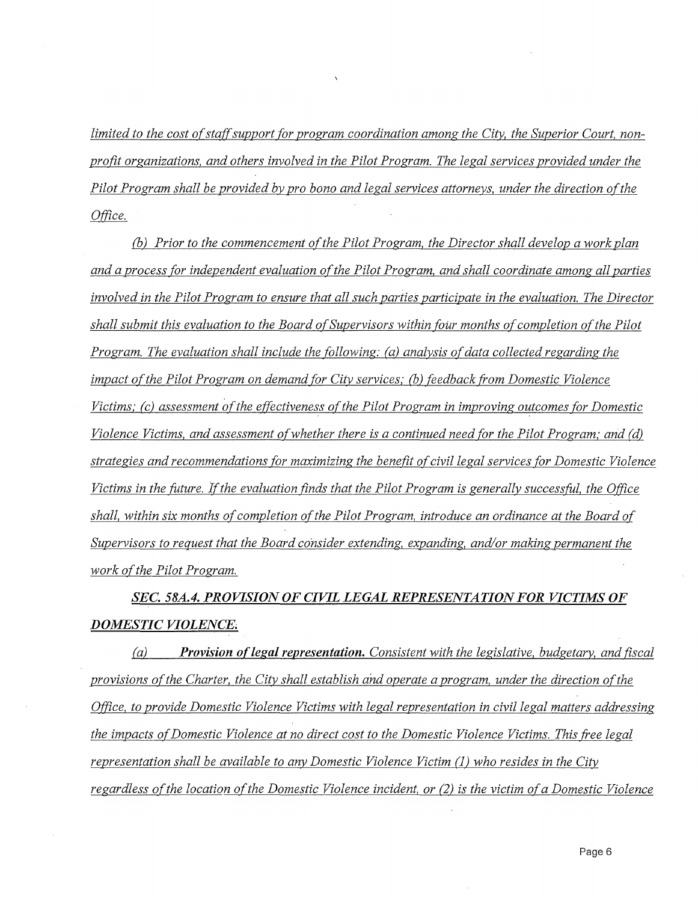*limited to the cost of staff support for program coordination among the City, the Superior Court, non-profit organizations, and others involved in the Pilot Program. The legal services provided under the Pilot Program shall be provided by pro bono and legal services attorneys, under the direction of the Office.*

*(b) Prior to the commencement of the Pilot Program, the Director shall develop a work plan and a process for independent evaluation of the Pilot Program, and shall coordinate among all parties involved in the Pilot Program to ensure that all such parties participate in the evaluation. The Director shall submit this evaluation to the Board of Supervisors within four months of completion of the Pilot Program. The evaluation shall include the following: (a) analysis of data collected regarding the impact of the Pilot Program on demand for City services; (b) feedback from Domestic Violence Victims; (c) assessment of the effectiveness of the Pilot Program in improving outcomes for Domestic Violence Victims, and assessment of whether there is a continued need for the Pilot Program; and (d) strategies and recommendations for maximizing the benefit of civil legal services for Domestic Violence Victims in the future. If the evaluation finds that the Pilot Program is generally successful, the Office shall, within six months of completion of the Pilot Program, introduce an ordinance at the Board of Supervisors to request that the Board consider extending, expanding, and/or making permanent the work of the Pilot Program.*

***SEC. 58A.4. PROVISION OF CIVIL LEGAL REPRESENTATION FOR VICTIMS OF DOMESTIC VIOLENCE.***

*(a) **Provision of legal representation.** Consistent with the legislative, budgetary, and fiscal provisions of the Charter, the City shall establish and operate a program, under the direction of the Office, to provide Domestic Violence Victims with legal representation in civil legal matters addressing the impacts of Domestic Violence at no direct cost to the Domestic Violence Victims. This free legal representation shall be available to any Domestic Violence Victim (1) who resides in the City regardless of the location of the Domestic Violence incident, or (2) is the victim of a Domestic Violence*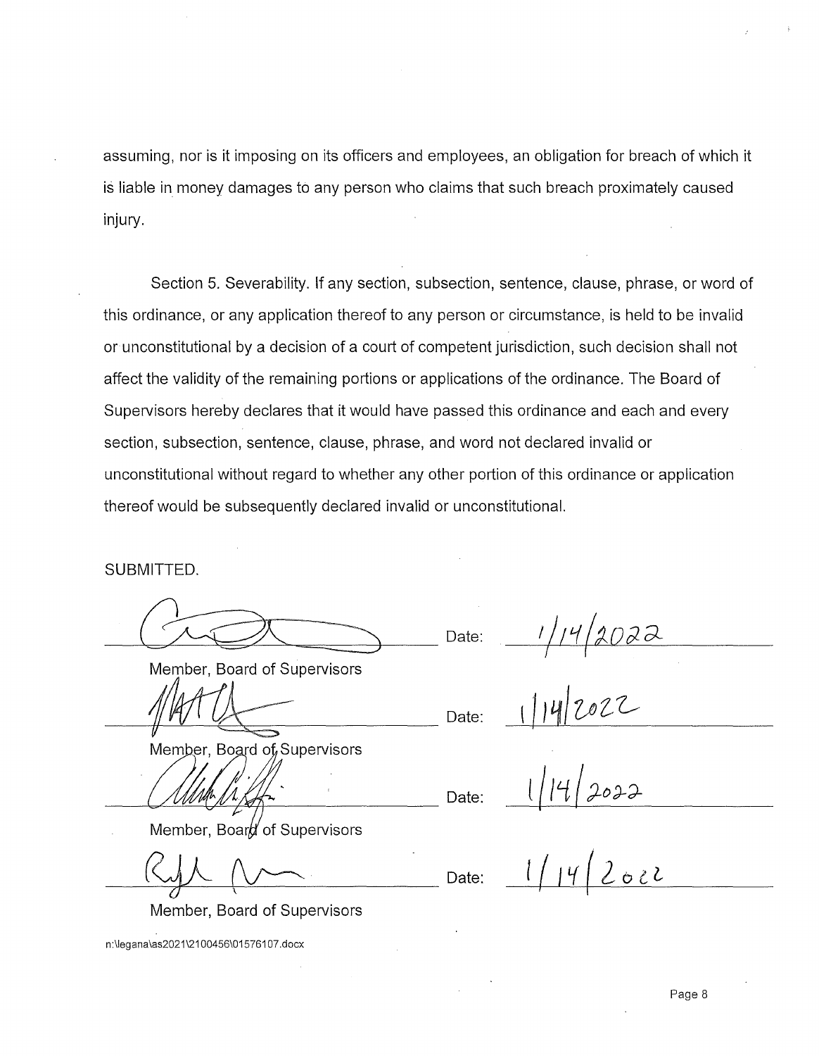assuming, nor is it imposing on its officers and employees, an obligation for breach of which it is liable in money damages to any person who claims that such breach proximately caused injury.

Section 5. Severability. If any section, subsection, sentence, clause, phrase, or word of this ordinance, or any application thereof to any person or circumstance, is held to be invalid or unconstitutional by a decision of a court of competent jurisdiction, such decision shall not affect the validity of the remaining portions or applications of the ordinance. The Board of Supervisors hereby declares that it would have passed this ordinance and each and every section, subsection, sentence, clause, phrase, and word not declared invalid or unconstitutional without regard to whether any other portion of this ordinance or application thereof would be subsequently declared invalid or unconstitutional.

SUBMITTED.

_______________________ Date: 1/14/2022
Member, Board of Supervisors

_______________________ Date: 1/14/2022
Member, Board of Supervisors

_______________________ Date: 1/14/2022
Member, Board of Supervisors

_______________________ Date: 1/14/2022
Member, Board of Supervisors

n:\legana\as2021\2100456\01576107.docx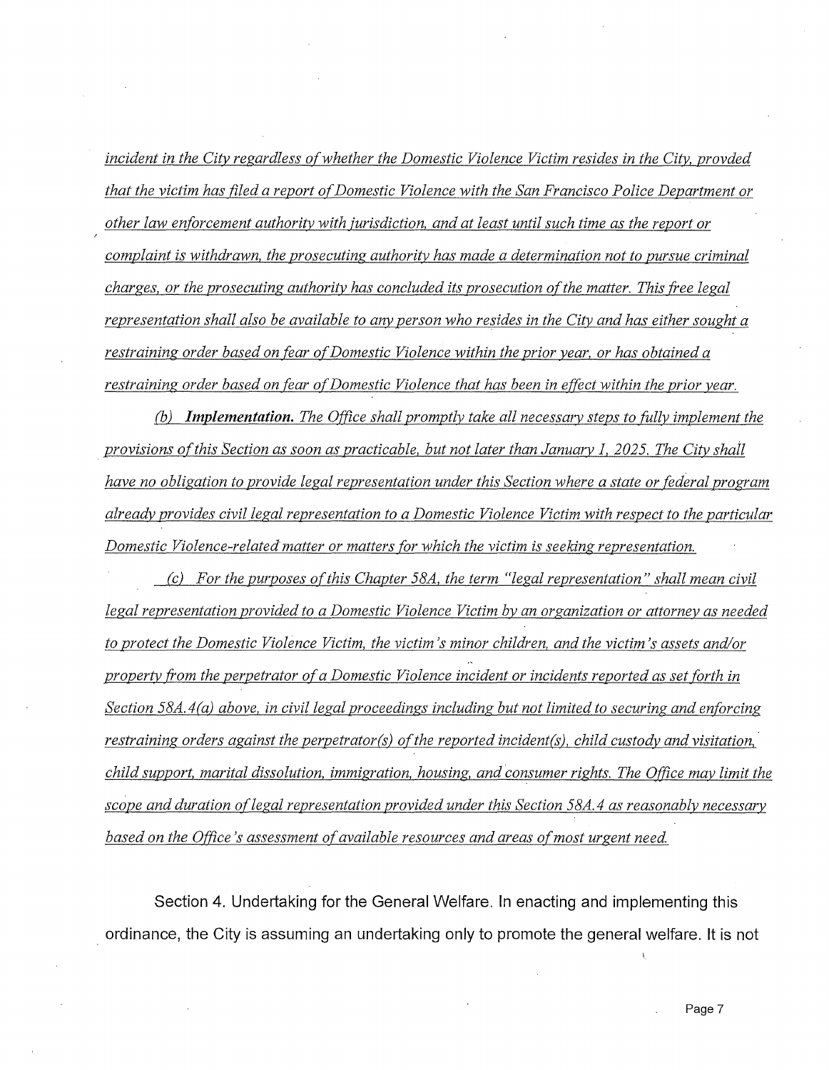*incident in the City regardless of whether the Domestic Violence Victim resides in the City, provded that the victim has filed a report of Domestic Violence with the San Francisco Police Department or other law enforcement authority with jurisdiction, and at least until such time as the report or complaint is withdrawn, the prosecuting authority has made a determination not to pursue criminal charges, or the prosecuting authority has concluded its prosecution of the matter. This free legal representation shall also be available to any person who resides in the City and has either sought a restraining order based on fear of Domestic Violence within the prior year, or has obtained a restraining order based on fear of Domestic Violence that has been in effect within the prior year.*

*(b)* ***Implementation.*** *The Office shall promptly take all necessary steps to fully implement the provisions of this Section as soon as practicable, but not later than January 1, 2025. The City shall have no obligation to provide legal representation under this Section where a state or federal program already provides civil legal representation to a Domestic Violence Victim with respect to the particular Domestic Violence-related matter or matters for which the victim is seeking representation.*

*(c) For the purposes of this Chapter 58A, the term "legal representation" shall mean civil legal representation provided to a Domestic Violence Victim by an organization or attorney as needed to protect the Domestic Violence Victim, the victim's minor children, and the victim's assets and/or property from the perpetrator of a Domestic Violence incident or incidents reported as set forth in Section 58A.4(a) above, in civil legal proceedings including but not limited to securing and enforcing restraining orders against the perpetrator(s) of the reported incident(s), child custody and visitation, child support, marital dissolution, immigration, housing, and consumer rights. The Office may limit the scope and duration of legal representation provided under this Section 58A.4 as reasonably necessary based on the Office's assessment of available resources and areas of most urgent need.*

Section 4. Undertaking for the General Welfare. In enacting and implementing this ordinance, the City is assuming an undertaking only to promote the general welfare. It is not